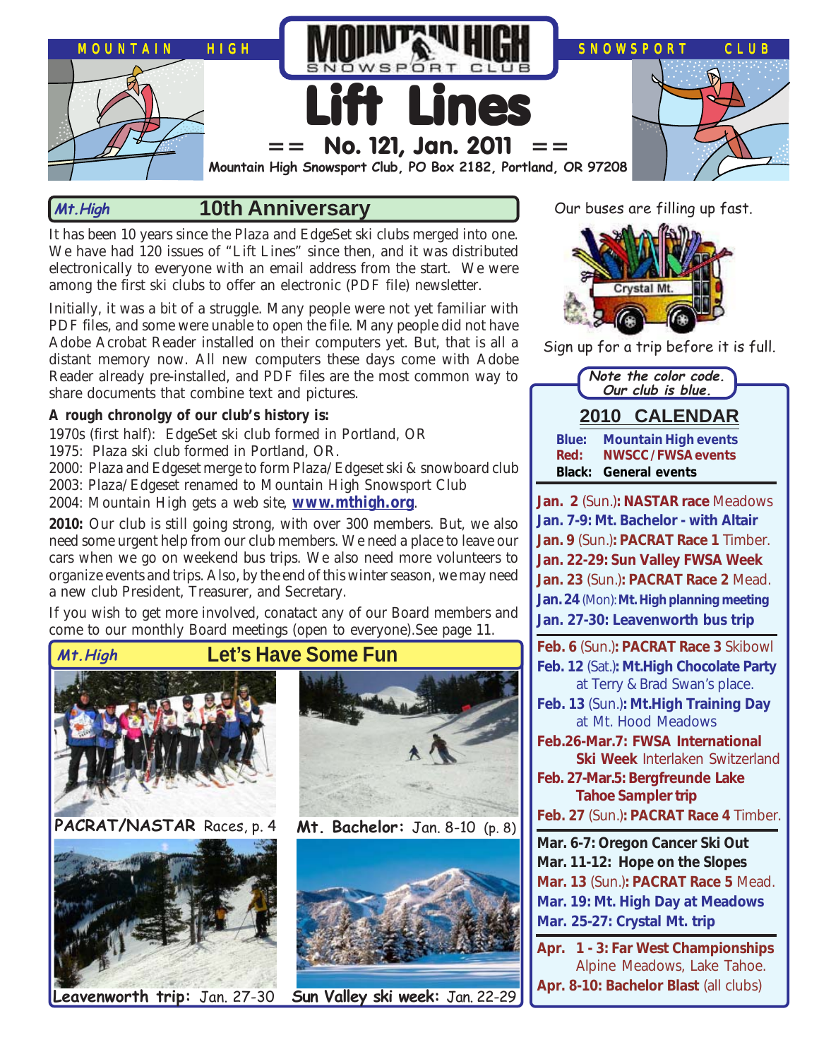# Lift Lines

**== No. 121, Jan. 2011 ==**

**Mountain High Snowsport Club, PO Box 2182, Portland, OR 97208**

## Mt.High — 10th Anniversary

It has been 10 years since the Plaza and EdgeSet ski clubs merged into one. We have had 120 issues of "Lift Lines" since then, and it was distributed electronically to everyone with an email address from the start. We were among the first ski clubs to offer an electronic (PDF file) newsletter.

Initially, it was a bit of a struggle. Many people were not yet familiar with PDF files, and some were unable to open the file. Many people did not have Adobe Acrobat Reader installed on their computers yet. But, that is all a distant memory now. All new computers these days come with Adobe Reader already pre-installed, and PDF files are the most common way to share documents that combine text and pictures.

**A rough chronolgy of our club's history is:**

1970s (first half): EdgeSet ski club formed in Portland, OR
1975: Plaza ski club formed in Portland, OR.
2000: Plaza and Edgeset merge to form Plaza/Edgeset ski & snowboard club
2003: Plaza/Edgeset renamed to Mountain High Snowsport Club
2004: Mountain High gets a web site, **www.mthigh.org**.

**2010:** Our club is still going strong, with over 300 members. But, we also need some urgent help from our club members. We need a place to leave our cars when we go on weekend bus trips. We also need more volunteers to organize events and trips. Also, by the end of this winter season, we may need a new club President, Treasurer, and Secretary.

If you wish to get more involved, conatact any of our Board members and come to our monthly Board meetings (open to everyone).See page 11.

## Mt.High — Let's Have Some Fun

**PACRAT/NASTAR** Races, p. 4

**Mt. Bachelor:** Jan. 8-10 (p. 8)

**Leavenworth trip:** Jan. 27-30

**Sun Valley ski week:** Jan. 22-29

Our buses are filling up fast.

Sign up for a trip before it is full.

*Note the color code. Our club is blue.*

## 2010 CALENDAR

**Blue:** Mountain High events
**Red:** NWSCC/FWSA events
**Black:** General events

**Jan. 2** (Sun.)**: NASTAR race** Meadows
**Jan. 7-9: Mt. Bachelor - with Altair**
**Jan. 9** (Sun.)**: PACRAT Race 1** Timber.
**Jan. 22-29: Sun Valley FWSA Week**
**Jan. 23** (Sun.)**: PACRAT Race 2** Mead.
**Jan. 24** (Mon): **Mt. High planning meeting**
**Jan. 27-30: Leavenworth bus trip**

**Feb. 6** (Sun.)**: PACRAT Race 3** Skibowl
**Feb. 12** (Sat.)**: Mt.High Chocolate Party** at Terry & Brad Swan's place.
**Feb. 13** (Sun.)**: Mt.High Training Day** at Mt. Hood Meadows
**Feb.26-Mar.7: FWSA International Ski Week** Interlaken Switzerland
**Feb. 27-Mar.5: Bergfreunde Lake Tahoe Sampler trip**
**Feb. 27** (Sun.)**: PACRAT Race 4** Timber.

**Mar. 6-7: Oregon Cancer Ski Out**
**Mar. 11-12: Hope on the Slopes**
**Mar. 13** (Sun.)**: PACRAT Race 5** Mead.
**Mar. 19: Mt. High Day at Meadows**
**Mar. 25-27: Crystal Mt. trip**

**Apr. 1 - 3: Far West Championships** Alpine Meadows, Lake Tahoe.
**Apr. 8-10: Bachelor Blast** (all clubs)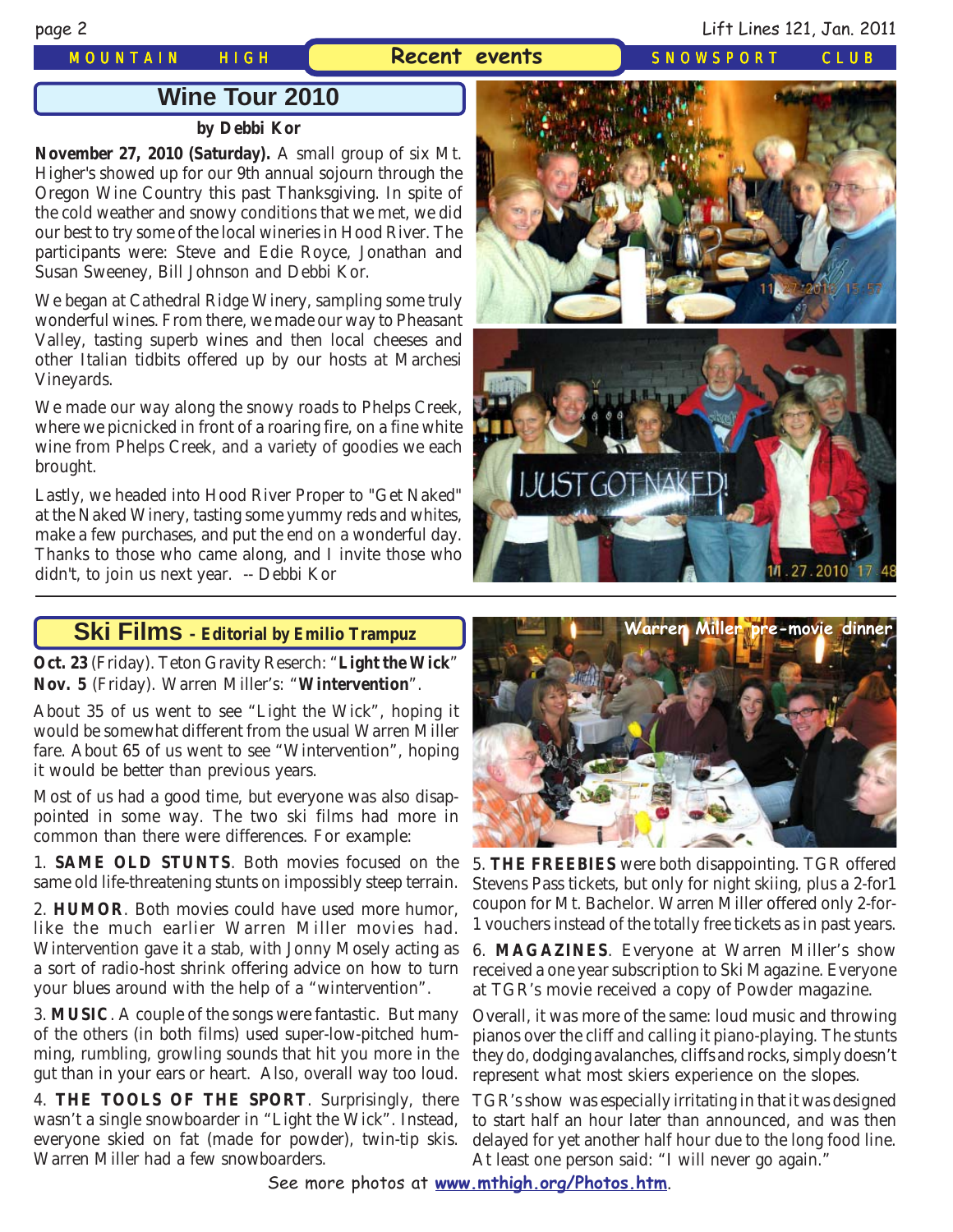## Recent events

## Wine Tour 2010

**by Debbi Kor**

**November 27, 2010 (Saturday).** A small group of six Mt. Higher's showed up for our 9th annual sojourn through the Oregon Wine Country this past Thanksgiving. In spite of the cold weather and snowy conditions that we met, we did our best to try some of the local wineries in Hood River. The participants were: Steve and Edie Royce, Jonathan and Susan Sweeney, Bill Johnson and Debbi Kor.

We began at Cathedral Ridge Winery, sampling some truly wonderful wines. From there, we made our way to Pheasant Valley, tasting superb wines and then local cheeses and other Italian tidbits offered up by our hosts at Marchesi Vineyards.

We made our way along the snowy roads to Phelps Creek, where we picnicked in front of a roaring fire, on a fine white wine from Phelps Creek, and a variety of goodies we each brought.

Lastly, we headed into Hood River Proper to "Get Naked" at the Naked Winery, tasting some yummy reds and whites, make a few purchases, and put the end on a wonderful day. Thanks to those who came along, and I invite those who didn't, to join us next year. -- Debbi Kor

## Ski Films - Editorial by Emilio Trampuz

**Oct. 23** (Friday). Teton Gravity Reserch: "**Light the Wick**"
**Nov. 5** (Friday). Warren Miller's: "**Wintervention**".

About 35 of us went to see "Light the Wick", hoping it would be somewhat different from the usual Warren Miller fare. About 65 of us went to see "Wintervention", hoping it would be better than previous years.

Most of us had a good time, but everyone was also disappointed in some way. The two ski films had more in common than there were differences. For example:

1. **SAME OLD STUNTS**. Both movies focused on the same old life-threatening stunts on impossibly steep terrain.

2. **HUMOR**. Both movies could have used more humor, like the much earlier Warren Miller movies had. Wintervention gave it a stab, with Jonny Mosely acting as a sort of radio-host shrink offering advice on how to turn your blues around with the help of a "wintervention".

3. **MUSIC**. A couple of the songs were fantastic. But many of the others (in both films) used super-low-pitched humming, rumbling, growling sounds that hit you more in the gut than in your ears or heart. Also, overall way too loud.

4. **THE TOOLS OF THE SPORT**. Surprisingly, there wasn't a single snowboarder in "Light the Wick". Instead, everyone skied on fat (made for powder), twin-tip skis. Warren Miller had a few snowboarders.

Warren Miller pre-movie dinner

5. **THE FREEBIES** were both disappointing. TGR offered Stevens Pass tickets, but only for night skiing, plus a 2-for1 coupon for Mt. Bachelor. Warren Miller offered only 2-for-1 vouchers instead of the totally free tickets as in past years.

6. **MAGAZINES**. Everyone at Warren Miller's show received a one year subscription to Ski Magazine. Everyone at TGR's movie received a copy of Powder magazine.

Overall, it was more of the same: loud music and throwing pianos over the cliff and calling it piano-playing. The stunts they do, dodging avalanches, cliffs and rocks, simply doesn't represent what most skiers experience on the slopes.

TGR's show was especially irritating in that it was designed to start half an hour later than announced, and was then delayed for yet another half hour due to the long food line. At least one person said: "I will never go again."

See more photos at www.mthigh.org/Photos.htm.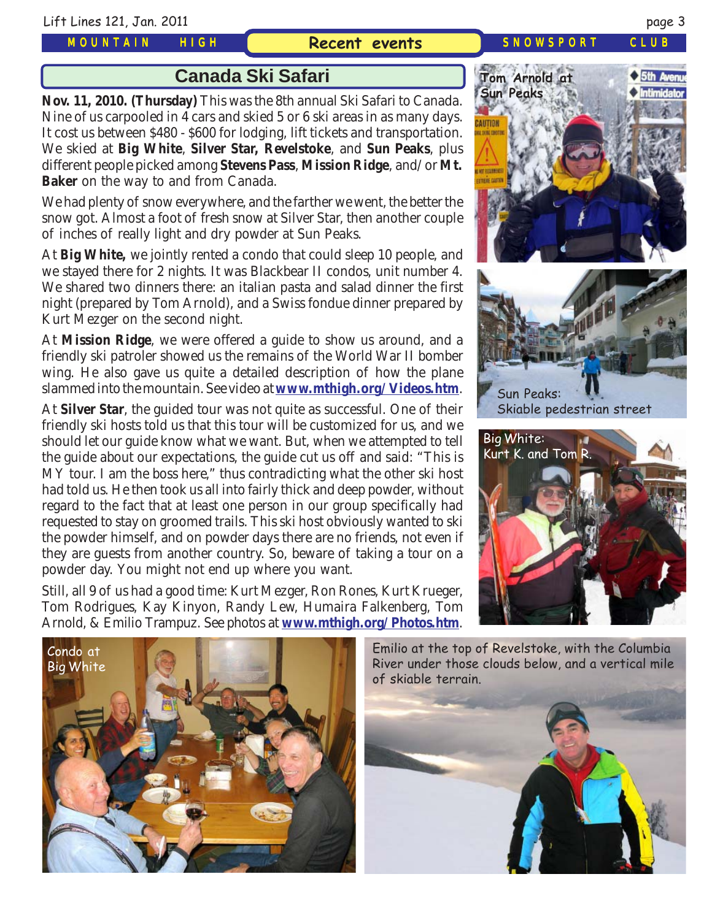## Canada Ski Safari

**Nov. 11, 2010. (Thursday)** This was the 8th annual Ski Safari to Canada. Nine of us carpooled in 4 cars and skied 5 or 6 ski areas in as many days. It cost us between $480 - $600 for lodging, lift tickets and transportation. We skied at **Big White**, **Silver Star, Revelstoke**, and **Sun Peaks**, plus different people picked among **Stevens Pass**, **Mission Ridge**, and/or **Mt. Baker** on the way to and from Canada.

We had plenty of snow everywhere, and the farther we went, the better the snow got. Almost a foot of fresh snow at Silver Star, then another couple of inches of really light and dry powder at Sun Peaks.

At **Big White,** we jointly rented a condo that could sleep 10 people, and we stayed there for 2 nights. It was Blackbear II condos, unit number 4. We shared two dinners there: an italian pasta and salad dinner the first night (prepared by Tom Arnold), and a Swiss fondue dinner prepared by Kurt Mezger on the second night.

At **Mission Ridge**, we were offered a guide to show us around, and a friendly ski patroler showed us the remains of the World War II bomber wing. He also gave us quite a detailed description of how the plane slammed into the mountain. See video at **www.mthigh.org/Videos.htm**.

At **Silver Star**, the guided tour was not quite as successful. One of their friendly ski hosts told us that this tour will be customized for us, and we should let our guide know what we want. But, when we attempted to tell the guide about our expectations, the guide cut us off and said: "This is MY tour. I am the boss here," thus contradicting what the other ski host had told us. He then took us all into fairly thick and deep powder, without regard to the fact that at least one person in our group specifically had requested to stay on groomed trails. This ski host obviously wanted to ski the powder himself, and on powder days there are no friends, not even if they are guests from another country. So, beware of taking a tour on a powder day. You might not end up where you want.

Still, all 9 of us had a good time: Kurt Mezger, Ron Rones, Kurt Krueger, Tom Rodrigues, Kay Kinyon, Randy Lew, Humaira Falkenberg, Tom Arnold, & Emilio Trampuz. See photos at **www.mthigh.org/Photos.htm**.

Tom Arnold at Sun Peaks

Sun Peaks: Skiable pedestrian street

Big White: Kurt K. and Tom R.

Condo at Big White

Emilio at the top of Revelstoke, with the Columbia River under those clouds below, and a vertical mile of skiable terrain.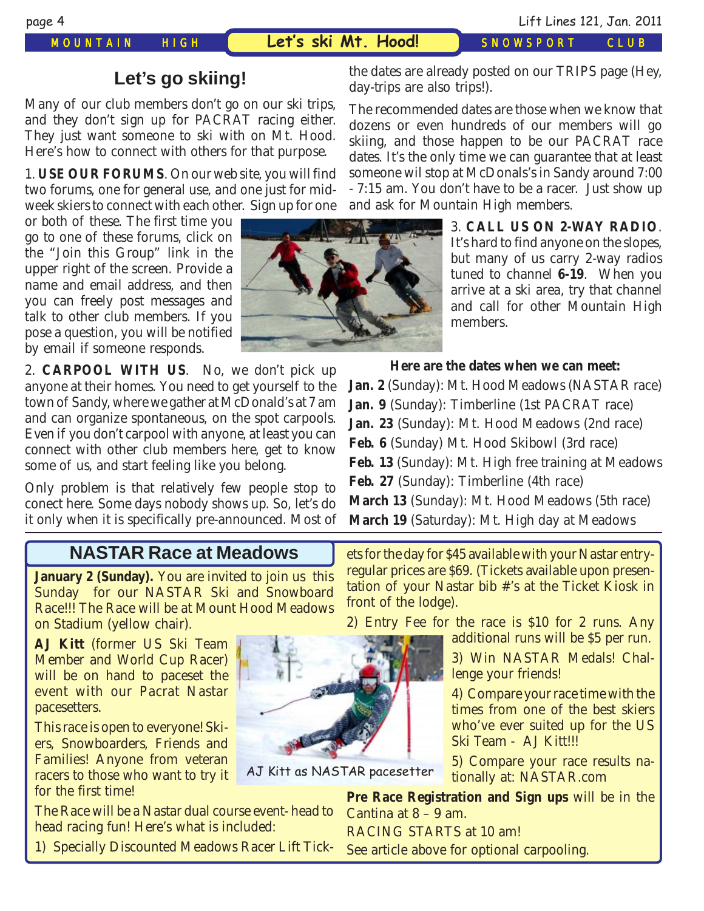## Let's go skiing!

Many of our club members don't go on our ski trips, and they don't sign up for PACRAT racing either. They just want someone to ski with on Mt. Hood. Here's how to connect with others for that purpose.

1. **USE OUR FORUMS**. On our web site, you will find two forums, one for general use, and one just for mid-week skiers to connect with each other. Sign up for one or both of these. The first time you go to one of these forums, click on the "Join this Group" link in the upper right of the screen. Provide a name and email address, and then you can freely post messages and talk to other club members. If you pose a question, you will be notified by email if someone responds.

2. **CARPOOL WITH US**. No, we don't pick up anyone at their homes. You need to get yourself to the town of Sandy, where we gather at McDonald's at 7 am and can organize spontaneous, on the spot carpools. Even if you don't carpool with anyone, at least you can connect with other club members here, get to know some of us, and start feeling like you belong.

Only problem is that relatively few people stop to conect here. Some days nobody shows up. So, let's do it only when it is specifically pre-announced. Most of the dates are already posted on our TRIPS page (Hey, day-trips are also trips!).

The recommended dates are those when we know that dozens or even hundreds of our members will go skiing, and those happen to be our PACRAT race dates. It's the only time we can guarantee that at least someone wil stop at McDonals's in Sandy around 7:00 - 7:15 am. You don't have to be a racer. Just show up and ask for Mountain High members.

3. **CALL US ON 2-WAY RADIO**. It's hard to find anyone on the slopes, but many of us carry 2-way radios tuned to channel **6-19**. When you arrive at a ski area, try that channel and call for other Mountain High members.

**Here are the dates when we can meet:**

**Jan. 2** (Sunday): Mt. Hood Meadows (NASTAR race)
**Jan. 9** (Sunday): Timberline (1st PACRAT race)
**Jan. 23** (Sunday): Mt. Hood Meadows (2nd race)
**Feb. 6** (Sunday) Mt. Hood Skibowl (3rd race)
**Feb. 13** (Sunday): Mt. High free training at Meadows
**Feb. 27** (Sunday): Timberline (4th race)
**March 13** (Sunday): Mt. Hood Meadows (5th race)
**March 19** (Saturday): Mt. High day at Meadows

## NASTAR Race at Meadows

**January 2 (Sunday).** You are invited to join us this Sunday for our NASTAR Ski and Snowboard Race!!! The Race will be at Mount Hood Meadows on Stadium (yellow chair).

**AJ Kitt** (former US Ski Team Member and World Cup Racer) will be on hand to paceset the event with our Pacrat Nastar pacesetters.

This race is open to everyone! Skiers, Snowboarders, Friends and Families! Anyone from veteran racers to those who want to try it for the first time!

The Race will be a Nastar dual course event- head to head racing fun! Here's what is included:

1) Specially Discounted Meadows Racer Lift Tickets for the day for $45 available with your Nastar entry- regular prices are $69. (Tickets available upon presentation of your Nastar bib #'s at the Ticket Kiosk in front of the lodge).

2) Entry Fee for the race is $10 for 2 runs. Any additional runs will be $5 per run.

3) Win NASTAR Medals! Challenge your friends!

4) Compare your race time with the times from one of the best skiers who've ever suited up for the US Ski Team - AJ Kitt!!!

5) Compare your race results nationally at: NASTAR.com

AJ Kitt as NASTAR pacesetter

**Pre Race Registration and Sign ups** will be in the Cantina at 8 – 9 am.

RACING STARTS at 10 am!

See article above for optional carpooling.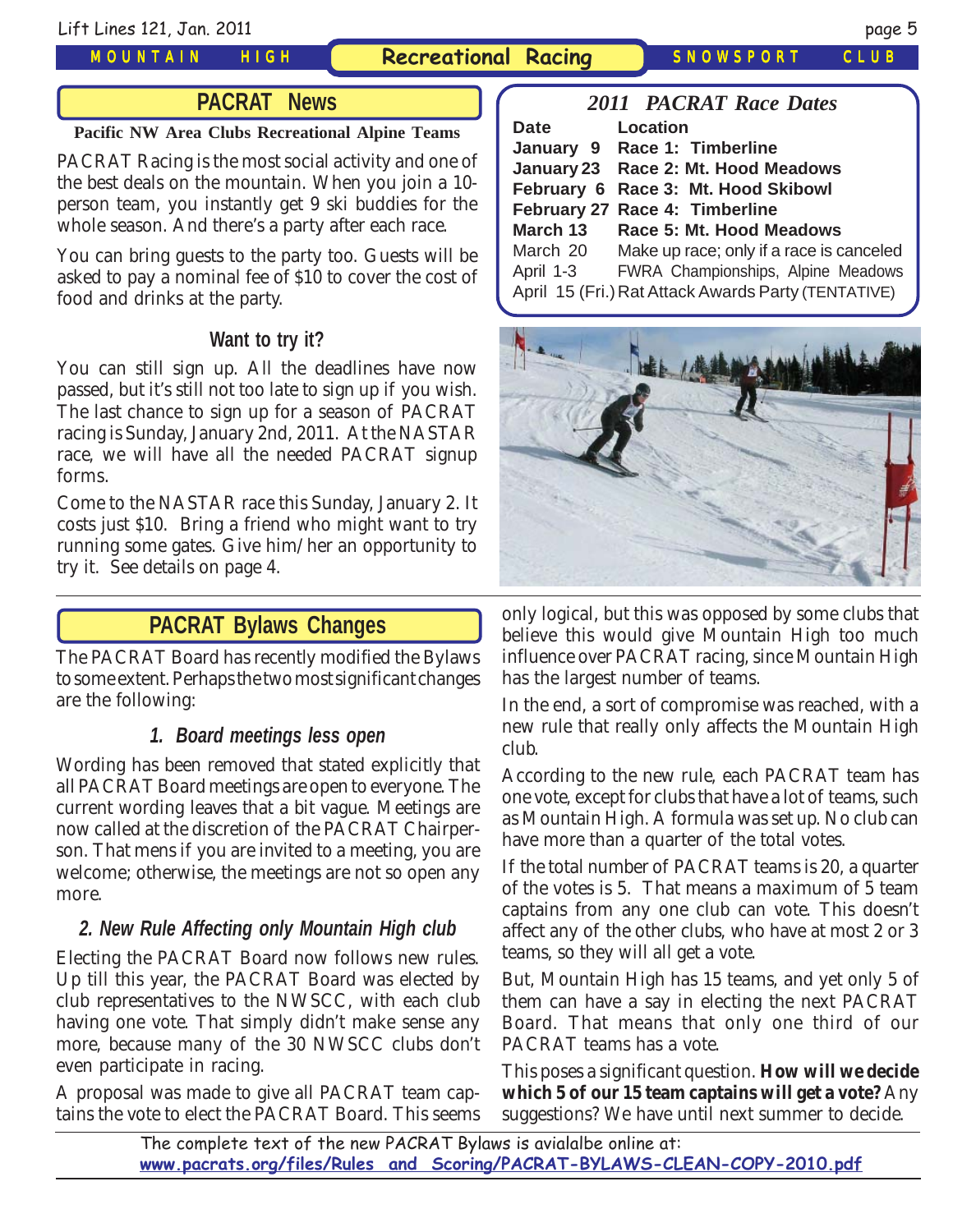# PACRAT News

**Pacific NW Area Clubs Recreational Alpine Teams**

PACRAT Racing is the most social activity and one of the best deals on the mountain. When you join a 10-person team, you instantly get 9 ski buddies for the whole season. And there's a party after each race.

You can bring guests to the party too. Guests will be asked to pay a nominal fee of $10 to cover the cost of food and drinks at the party.

### Want to try it?

You can still sign up. All the deadlines have now passed, but it's still not too late to sign up if you wish. The last chance to sign up for a season of PACRAT racing is Sunday, January 2nd, 2011. At the NASTAR race, we will have all the needed PACRAT signup forms.

Come to the NASTAR race this Sunday, January 2. It costs just $10. Bring a friend who might want to try running some gates. Give him/her an opportunity to try it. See details on page 4.

## *2011 PACRAT Race Dates*

| Date | Location |
|---|---|
| **January 9** | **Race 1: Timberline** |
| **January 23** | **Race 2: Mt. Hood Meadows** |
| **February 6** | **Race 3: Mt. Hood Skibowl** |
| **February 27** | **Race 4: Timberline** |
| **March 13** | **Race 5: Mt. Hood Meadows** |
| March 20 | Make up race; only if a race is canceled |
| April 1-3 | FWRA Championships, Alpine Meadows |
| April 15 (Fri.) | Rat Attack Awards Party (TENTATIVE) |

# PACRAT Bylaws Changes

The PACRAT Board has recently modified the Bylaws to some extent. Perhaps the two most significant changes are the following:

### *1. Board meetings less open*

Wording has been removed that stated explicitly that all PACRAT Board meetings are open to everyone. The current wording leaves that a bit vague. Meetings are now called at the discretion of the PACRAT Chairperson. That mens if you are invited to a meeting, you are welcome; otherwise, the meetings are not so open any more.

### *2. New Rule Affecting only Mountain High club*

Electing the PACRAT Board now follows new rules. Up till this year, the PACRAT Board was elected by club representatives to the NWSCC, with each club having one vote. That simply didn't make sense any more, because many of the 30 NWSCC clubs don't even participate in racing.

A proposal was made to give all PACRAT team captains the vote to elect the PACRAT Board. This seems only logical, but this was opposed by some clubs that believe this would give Mountain High too much influence over PACRAT racing, since Mountain High has the largest number of teams.

In the end, a sort of compromise was reached, with a new rule that really only affects the Mountain High club.

According to the new rule, each PACRAT team has one vote, except for clubs that have a lot of teams, such as Mountain High. A formula was set up. No club can have more than a quarter of the total votes.

If the total number of PACRAT teams is 20, a quarter of the votes is 5. That means a maximum of 5 team captains from any one club can vote. This doesn't affect any of the other clubs, who have at most 2 or 3 teams, so they will all get a vote.

But, Mountain High has 15 teams, and yet only 5 of them can have a say in electing the next PACRAT Board. That means that only one third of our PACRAT teams has a vote.

This poses a significant question. **How will we decide which 5 of our 15 team captains will get a vote?** Any suggestions? We have until next summer to decide.

The complete text of the new PACRAT Bylaws is avialalbe online at:
www.pacrats.org/files/Rules and Scoring/PACRAT-BYLAWS-CLEAN-COPY-2010.pdf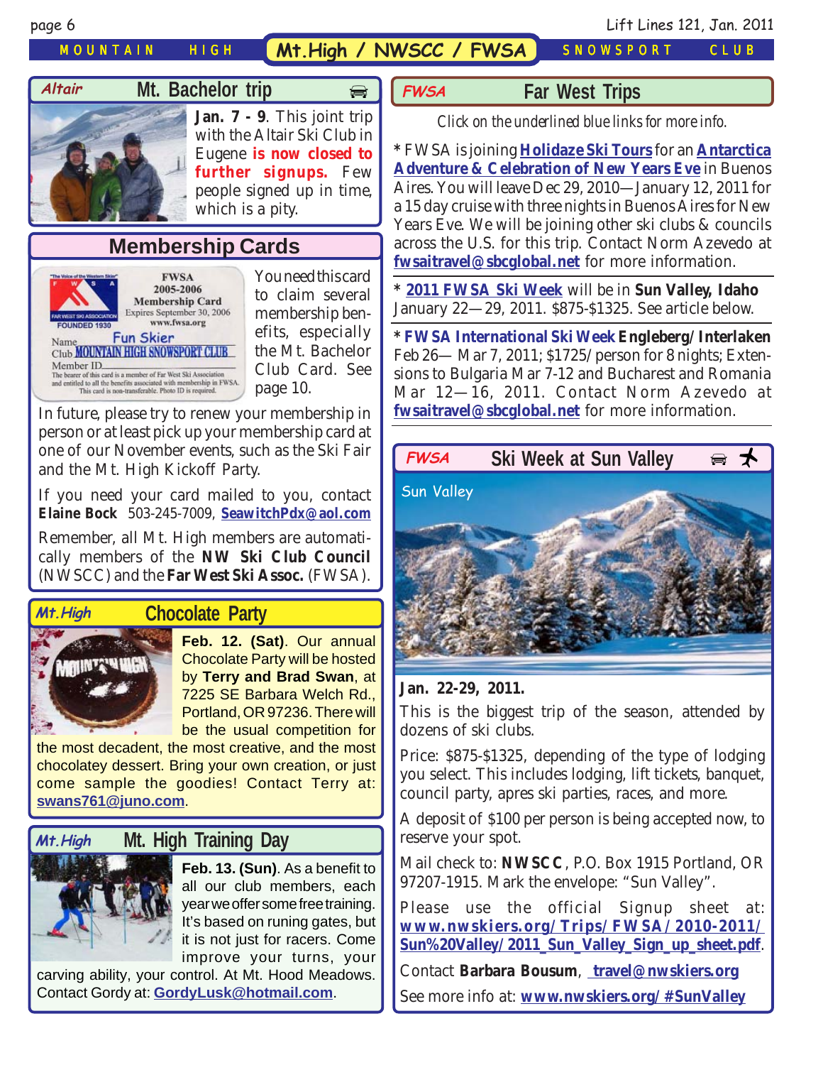## Altair — Mt. Bachelor trip

**Jan. 7 - 9**. This joint trip with the Altair Ski Club in Eugene **is now closed to further signups.** Few people signed up in time, which is a pity.

## Membership Cards

You need this card to claim several membership benefits, especially the Mt. Bachelor Club Card. See page 10.

In future, please try to renew your membership in person or at least pick up your membership card at one of our November events, such as the Ski Fair and the Mt. High Kickoff Party.

If you need your card mailed to you, contact **Elaine Bock** 503-245-7009, **SeawitchPdx@aol.com**

Remember, all Mt. High members are automatically members of the **NW Ski Club Council** (NWSCC) and the **Far West Ski Assoc.** (FWSA).

## Mt.High — Chocolate Party

**Feb. 12. (Sat)**. Our annual Chocolate Party will be hosted by **Terry and Brad Swan**, at 7225 SE Barbara Welch Rd., Portland, OR 97236. There will be the usual competition for the most decadent, the most creative, and the most chocolatey dessert. Bring your own creation, or just come sample the goodies! Contact Terry at: **swans761@juno.com**.

## Mt.High — Mt. High Training Day

**Feb. 13. (Sun)**. As a benefit to all our club members, each year we offer some free training. It's based on runing gates, but it is not just for racers. Come improve your turns, your carving ability, your control. At Mt. Hood Meadows. Contact Gordy at: **GordyLusk@hotmail.com**.

## FWSA — Far West Trips

*Click on the underlined blue links for more info.*

* FWSA is joining **Holidaze Ski Tours** for an **Antarctica Adventure & Celebration of New Years Eve** in Buenos Aires. You will leave Dec 29, 2010—January 12, 2011 for a 15 day cruise with three nights in Buenos Aires for New Years Eve. We will be joining other ski clubs & councils across the U.S. for this trip. Contact Norm Azevedo at **fwsaitravel@sbcglobal.net** for more information.

* **2011 FWSA Ski Week** will be in **Sun Valley, Idaho** January 22—29, 2011. $875-$1325. See article below.

* **FWSA International Ski Week Engleberg/Interlaken** Feb 26— Mar 7, 2011; $1725/person for 8 nights; Extensions to Bulgaria Mar 7-12 and Bucharest and Romania Mar 12—16, 2011. Contact Norm Azevedo at **fwsaitravel@sbcglobal.net** for more information.

## FWSA — Ski Week at Sun Valley

Sun Valley

**Jan. 22-29, 2011.**

This is the biggest trip of the season, attended by dozens of ski clubs.

Price: $875-$1325, depending of the type of lodging you select. This includes lodging, lift tickets, banquet, council party, apres ski parties, races, and more.

A deposit of $100 per person is being accepted now, to reserve your spot.

Mail check to: **NWSCC**, P.O. Box 1915 Portland, OR 97207-1915. Mark the envelope: "Sun Valley".

Please use the official Signup sheet at: **www.nwskiers.org/Trips/FWSA/2010-2011/Sun%20Valley/2011_Sun_Valley_Sign_up_sheet.pdf**.

Contact **Barbara Bousum**, **travel@nwskiers.org**

See more info at: **www.nwskiers.org/#SunValley**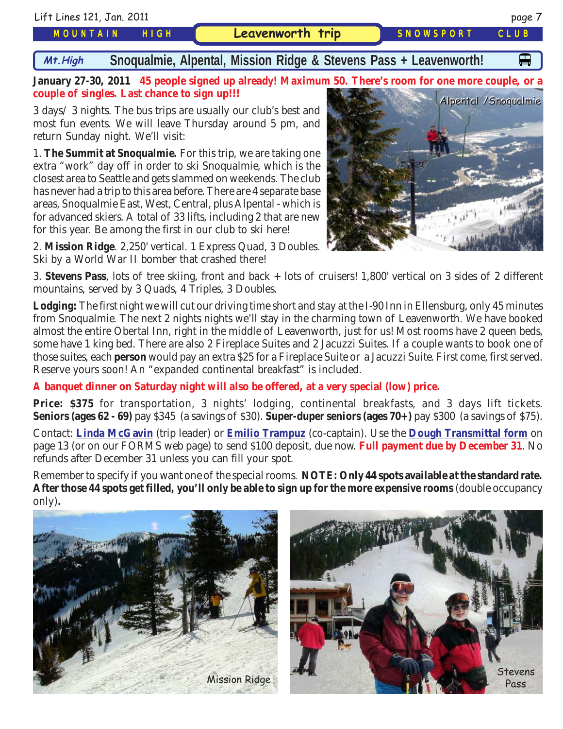# Snoqualmie, Alpental, Mission Ridge & Stevens Pass + Leavenworth!

**January 27-30, 2011** **45 people signed up already! Maximum 50. There's room for one more couple, or a couple of singles. Last chance to sign up!!!**

3 days/ 3 nights. The bus trips are usually our club's best and most fun events. We will leave Thursday around 5 pm, and return Sunday night. We'll visit:

1. **The Summit at Snoqualmie.** For this trip, we are taking one extra "work" day off in order to ski Snoqualmie, which is the closest area to Seattle and gets slammed on weekends. The club has never had a trip to this area before. There are 4 separate base areas, Snoqualmie East, West, Central, plus Alpental - which is for advanced skiers. A total of 33 lifts, including 2 that are new for this year. Be among the first in our club to ski here!

Alpental / Snoqualmie

2. **Mission Ridge**. 2,250' vertical. 1 Express Quad, 3 Doubles. Ski by a World War II bomber that crashed there!

3. **Stevens Pass**, lots of tree skiing, front and back + lots of cruisers! 1,800' vertical on 3 sides of 2 different mountains, served by 3 Quads, 4 Triples, 3 Doubles.

**Lodging:** The first night we will cut our driving time short and stay at the I-90 Inn in Ellensburg, only 45 minutes from Snoqualmie. The next 2 nights nights we'll stay in the charming town of Leavenworth. We have booked almost the entire Obertal Inn, right in the middle of Leavenworth, just for us! Most rooms have 2 queen beds, some have 1 king bed. There are also 2 Fireplace Suites and 2 Jacuzzi Suites. If a couple wants to book one of those suites, each **person** would pay an extra $25 for a Fireplace Suite or a Jacuzzi Suite. First come, first served. Reserve yours soon! An "expanded continental breakfast" is included.

**A banquet dinner on Saturday night will also be offered, at a very special (low) price.**

**Price: $375** for transportation, 3 nights' lodging, continental breakfasts, and 3 days lift tickets. **Seniors (ages 62 - 69)** pay $345 (a savings of $30). **Super-duper seniors (ages 70+)** pay $300 (a savings of $75).

Contact: **Linda McGavin** (trip leader) or **Emilio Trampuz** (co-captain). Use the **Dough Transmittal form** on page 13 (or on our FORMS web page) to send $100 deposit, due now. **Full payment due by December 31**. No refunds after December 31 unless you can fill your spot.

Remember to specify if you want one of the special rooms. **NOTE: Only 44 spots available at the standard rate. After those 44 spots get filled, you'll only be able to sign up for the more expensive rooms** (double occupancy only)**.**

Mission Ridge

Stevens Pass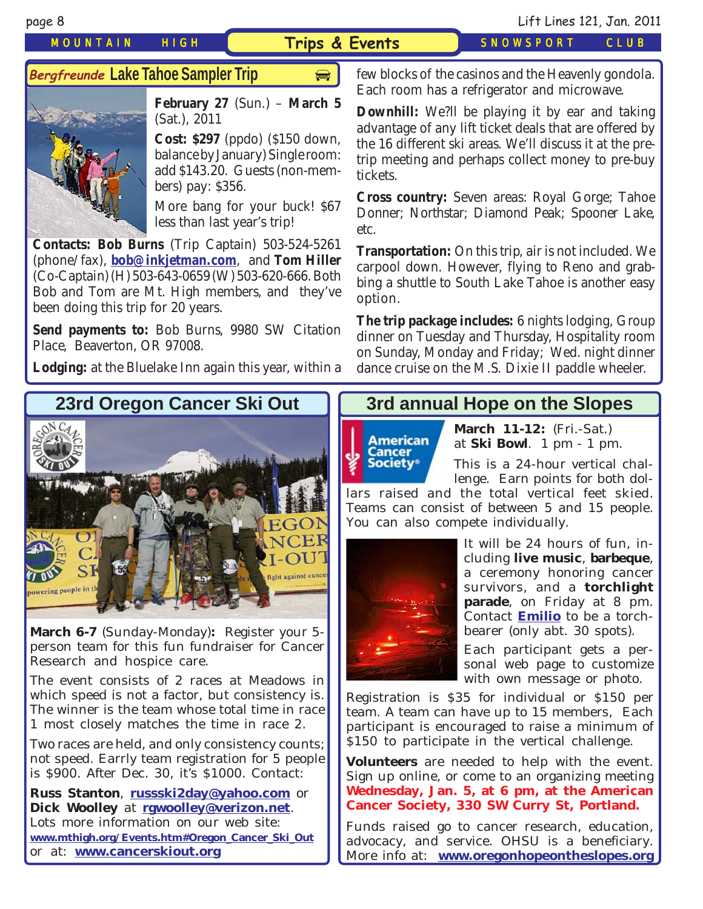# Trips & Events

## *Bergfreunde* Lake Tahoe Sampler Trip

**February 27** (Sun.) – **March 5** (Sat.), 2011

**Cost: $297** (ppdo) ($150 down, balance by January) Single room: add $143.20. Guests (non-members) pay: $356.

More bang for your buck! $67 less than last year's trip!

**Contacts: Bob Burns** (Trip Captain) 503-524-5261 (phone/fax), **bob@inkjetman.com**, and **Tom Hiller** (Co-Captain) (H) 503-643-0659 (W) 503-620-666. Both Bob and Tom are Mt. High members, and they've been doing this trip for 20 years.

**Send payments to:** Bob Burns, 9980 SW Citation Place, Beaverton, OR 97008.

**Lodging:** at the Bluelake Inn again this year, within a few blocks of the casinos and the Heavenly gondola. Each room has a refrigerator and microwave.

**Downhill:** We?ll be playing it by ear and taking advantage of any lift ticket deals that are offered by the 16 different ski areas. We'll discuss it at the pre-trip meeting and perhaps collect money to pre-buy tickets.

**Cross country:** Seven areas: Royal Gorge; Tahoe Donner; Northstar; Diamond Peak; Spooner Lake, etc.

**Transportation:** On this trip, air is not included. We carpool down. However, flying to Reno and grabbing a shuttle to South Lake Tahoe is another easy option.

**The trip package includes:** 6 nights lodging, Group dinner on Tuesday and Thursday, Hospitality room on Sunday, Monday and Friday; Wed. night dinner dance cruise on the M.S. Dixie II paddle wheeler.

## 23rd Oregon Cancer Ski Out

**March 6-7** (Sunday-Monday)**:** Register your 5-person team for this fun fundraiser for Cancer Research and hospice care.

The event consists of 2 races at Meadows in which speed is not a factor, but consistency is. The winner is the team whose total time in race 1 most closely matches the time in race 2.

Two races are held, and only consistency counts; not speed. Earrly team registration for 5 people is $900. After Dec. 30, it's $1000. Contact:

**Russ Stanton**, **russski2day@yahoo.com** or **Dick Woolley** at **rgwoolley@verizon.net**. Lots more information on our web site: **www.mthigh.org/Events.htm#Oregon_Cancer_Ski_Out** or at: **www.cancerskiout.org**

## 3rd annual Hope on the Slopes

**March 11-12:** (Fri.-Sat.) at **Ski Bowl**. 1 pm - 1 pm.

This is a 24-hour vertical challenge. Earn points for both dollars raised and the total vertical feet skied. Teams can consist of between 5 and 15 people. You can also compete individually.

It will be 24 hours of fun, including **live music**, **barbeque**, a ceremony honoring cancer survivors, and a **torchlight parade**, on Friday at 8 pm. Contact **Emilio** to be a torch-bearer (only abt. 30 spots).

Each participant gets a personal web page to customize with own message or photo.

Registration is $35 for individual or $150 per team. A team can have up to 15 members, Each participant is encouraged to raise a minimum of $150 to participate in the vertical challenge.

**Volunteers** are needed to help with the event. Sign up online, or come to an organizing meeting **Wednesday, Jan. 5, at 6 pm, at the American Cancer Society, 330 SW Curry St, Portland.**

Funds raised go to cancer research, education, advocacy, and service. OHSU is a beneficiary. More info at: **www.oregonhopeontheslopes.org**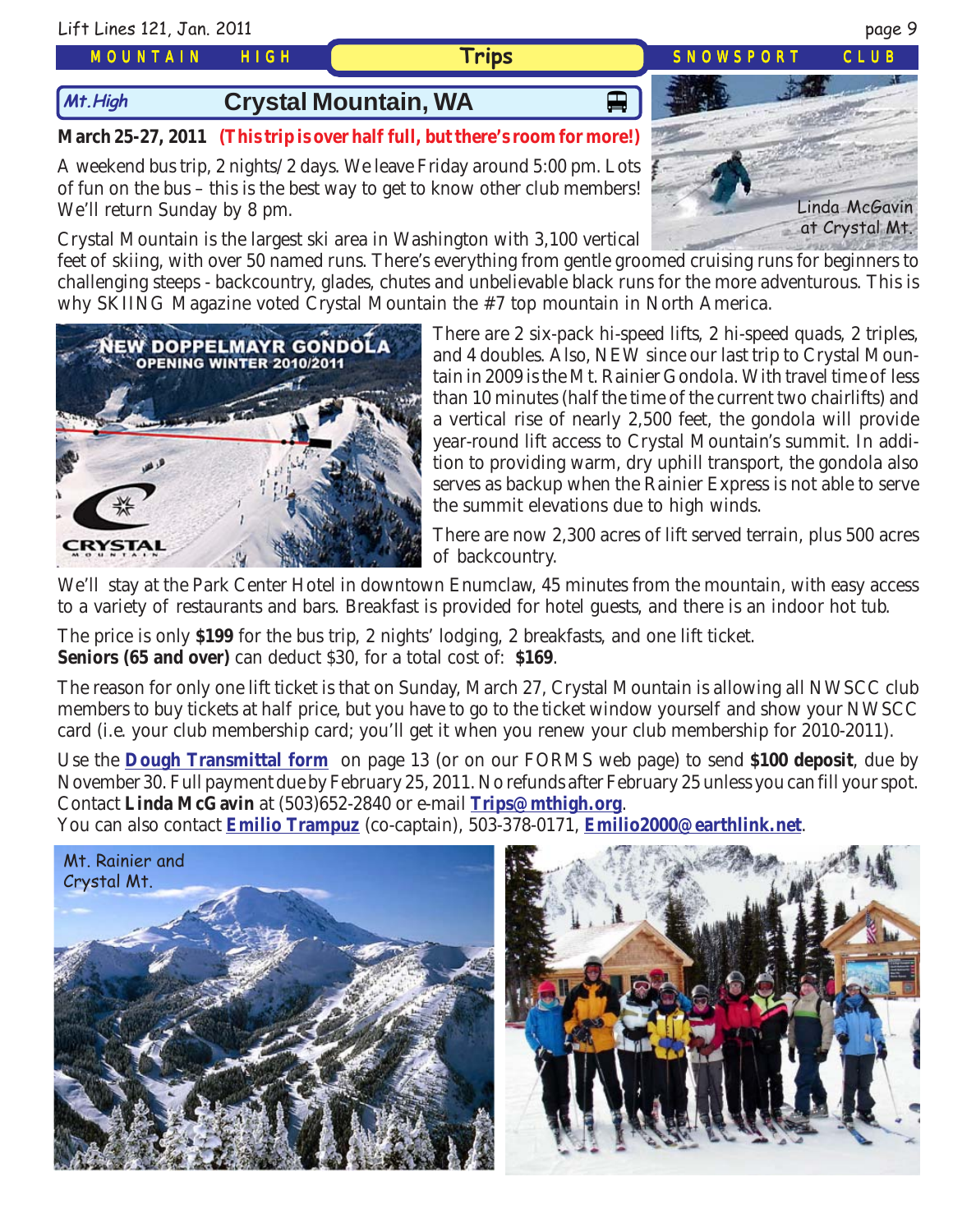## Crystal Mountain, WA

**March 25-27, 2011** **(This trip is over half full, but there's room for more!)**

A weekend bus trip, 2 nights/2 days. We leave Friday around 5:00 pm. Lots of fun on the bus – this is the best way to get to know other club members! We'll return Sunday by 8 pm.

Linda McGavin at Crystal Mt.

Crystal Mountain is the largest ski area in Washington with 3,100 vertical feet of skiing, with over 50 named runs. There's everything from gentle groomed cruising runs for beginners to challenging steeps - backcountry, glades, chutes and unbelievable black runs for the more adventurous. This is why SKIING Magazine voted Crystal Mountain the #7 top mountain in North America.

There are 2 six-pack hi-speed lifts, 2 hi-speed quads, 2 triples, and 4 doubles. Also, NEW since our last trip to Crystal Mountain in 2009 is the Mt. Rainier Gondola. With travel time of less than 10 minutes (half the time of the current two chairlifts) and a vertical rise of nearly 2,500 feet, the gondola will provide year-round lift access to Crystal Mountain's summit. In addition to providing warm, dry uphill transport, the gondola also serves as backup when the Rainier Express is not able to serve the summit elevations due to high winds.

There are now 2,300 acres of lift served terrain, plus 500 acres of backcountry.

We'll stay at the Park Center Hotel in downtown Enumclaw, 45 minutes from the mountain, with easy access to a variety of restaurants and bars. Breakfast is provided for hotel guests, and there is an indoor hot tub.

The price is only **$199** for the bus trip, 2 nights' lodging, 2 breakfasts, and one lift ticket.
**Seniors (65 and over)** can deduct $30, for a total cost of: **$169**.

The reason for only one lift ticket is that on Sunday, March 27, Crystal Mountain is allowing all NWSCC club members to buy tickets at half price, but you have to go to the ticket window yourself and show your NWSCC card (i.e. your club membership card; you'll get it when you renew your club membership for 2010-2011).

Use the **Dough Transmittal form** on page 13 (or on our FORMS web page) to send **$100 deposit**, due by November 30. Full payment due by February 25, 2011. No refunds after February 25 unless you can fill your spot. Contact **Linda McGavin** at (503)652-2840 or e-mail **Trips@mthigh.org**.
You can also contact **Emilio Trampuz** (co-captain), 503-378-0171, **Emilio2000@earthlink.net**.

Mt. Rainier and Crystal Mt.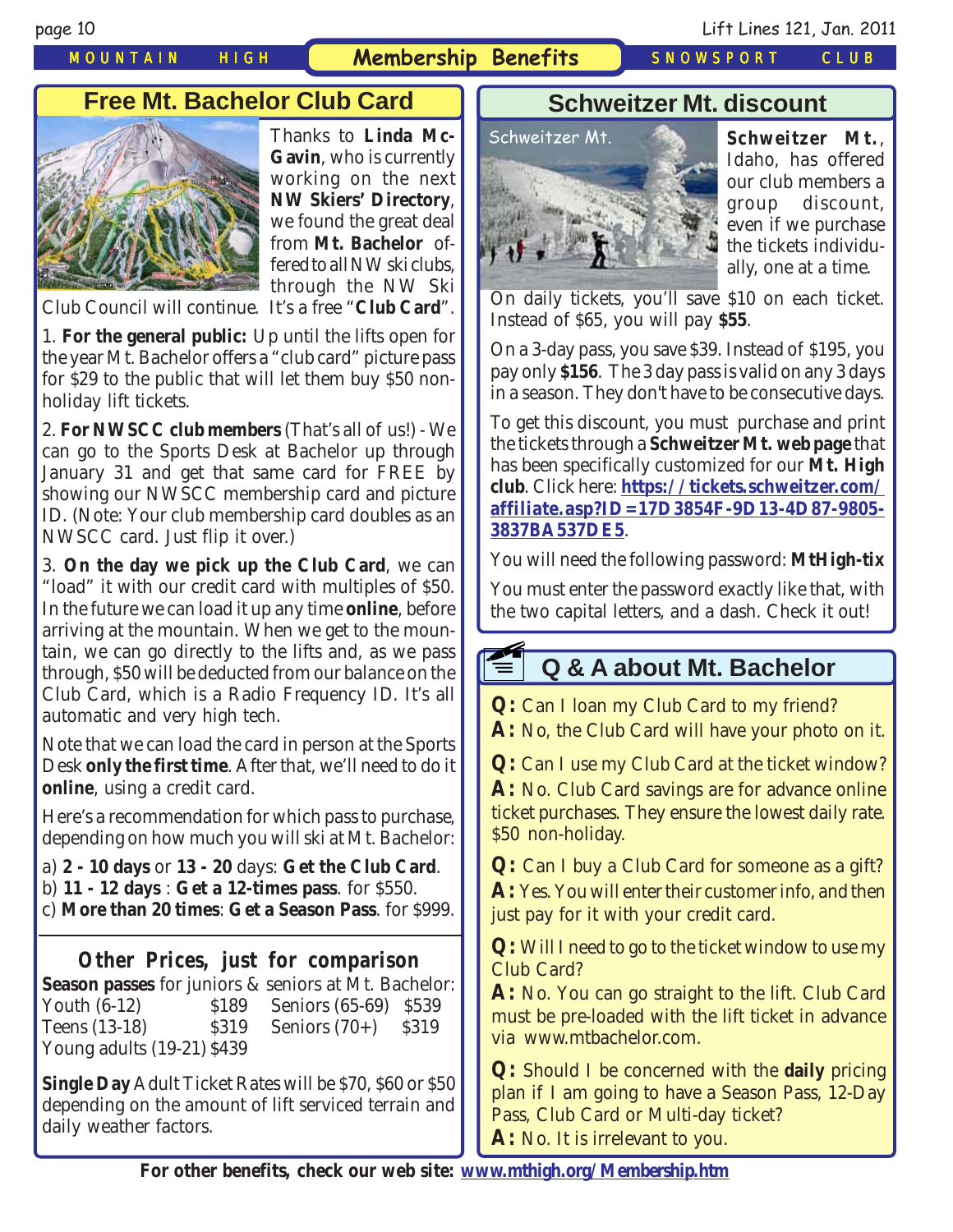## Membership Benefits

## Free Mt. Bachelor Club Card

Thanks to **Linda McGavin**, who is currently working on the next **NW Skiers' Directory**, we found the great deal from **Mt. Bachelor** offered to all NW ski clubs, through the NW Ski Club Council will continue. It's a free "**Club Card**".

1. **For the general public:** Up until the lifts open for the year Mt. Bachelor offers a "club card" picture pass for $29 to the public that will let them buy $50 non-holiday lift tickets.

2. **For NWSCC club members** (That's all of us!) - We can go to the Sports Desk at Bachelor up through January 31 and get that same card for FREE by showing our NWSCC membership card and picture ID. (Note: Your club membership card doubles as an NWSCC card. Just flip it over.)

3. **On the day we pick up the Club Card**, we can "load" it with our credit card with multiples of $50. In the future we can load it up any time **online**, before arriving at the mountain. When we get to the mountain, we can go directly to the lifts and, as we pass through, $50 will be deducted from our balance on the Club Card, which is a Radio Frequency ID. It's all automatic and very high tech.

Note that we can load the card in person at the Sports Desk **only the first time**. After that, we'll need to do it **online**, using a credit card.

Here's a recommendation for which pass to purchase, depending on how much you will ski at Mt. Bachelor:

a) **2 - 10 days** or **13 - 20** days: **Get the Club Card**.
b) **11 - 12 days** : **Get a 12-times pass**. for $550.
c) **More than 20 times**: **Get a Season Pass**. for $999.

### Other Prices, just for comparison

**Season passes** for juniors & seniors at Mt. Bachelor:

| | | | |
|---|---|---|---|
| Youth (6-12) | $189 | Seniors (65-69) | $539 |
| Teens (13-18) | $319 | Seniors (70+) | $319 |
| Young adults (19-21) | $439 | | |

**Single Day** Adult Ticket Rates will be $70, $60 or $50 depending on the amount of lift serviced terrain and daily weather factors.

## Schweitzer Mt. discount

Schweitzer Mt.

**Schweitzer Mt.**, Idaho, has offered our club members a group discount, even if we purchase the tickets individually, one at a time.

On daily tickets, you'll save $10 on each ticket. Instead of $65, you will pay **$55**.

On a 3-day pass, you save $39. Instead of $195, you pay only **$156**. The 3 day pass is valid on any 3 days in a season. They don't have to be consecutive days.

To get this discount, you must purchase and print the tickets through a **Schweitzer Mt. web page** that has been specifically customized for our **Mt. High club**. Click here: **https://tickets.schweitzer.com/affiliate.asp?ID=17D3854F-9D13-4D87-9805-3837BA537DE5**.

You will need the following password: **MtHigh-tix**

You must enter the password exactly like that, with the two capital letters, and a dash. Check it out!

## Q & A about Mt. Bachelor

**Q:** Can I loan my Club Card to my friend?
**A:** No, the Club Card will have your photo on it.

**Q:** Can I use my Club Card at the ticket window?
**A:** No. Club Card savings are for advance online ticket purchases. They ensure the lowest daily rate. $50 non-holiday.

**Q:** Can I buy a Club Card for someone as a gift?
**A:** Yes. You will enter their customer info, and then just pay for it with your credit card.

**Q:** Will I need to go to the ticket window to use my Club Card?
**A:** No. You can go straight to the lift. Club Card must be pre-loaded with the lift ticket in advance via www.mtbachelor.com.

**Q:** Should I be concerned with the **daily** pricing plan if I am going to have a Season Pass, 12-Day Pass, Club Card or Multi-day ticket?
**A:** No. It is irrelevant to you.

**For other benefits, check our web site: www.mthigh.org/Membership.htm**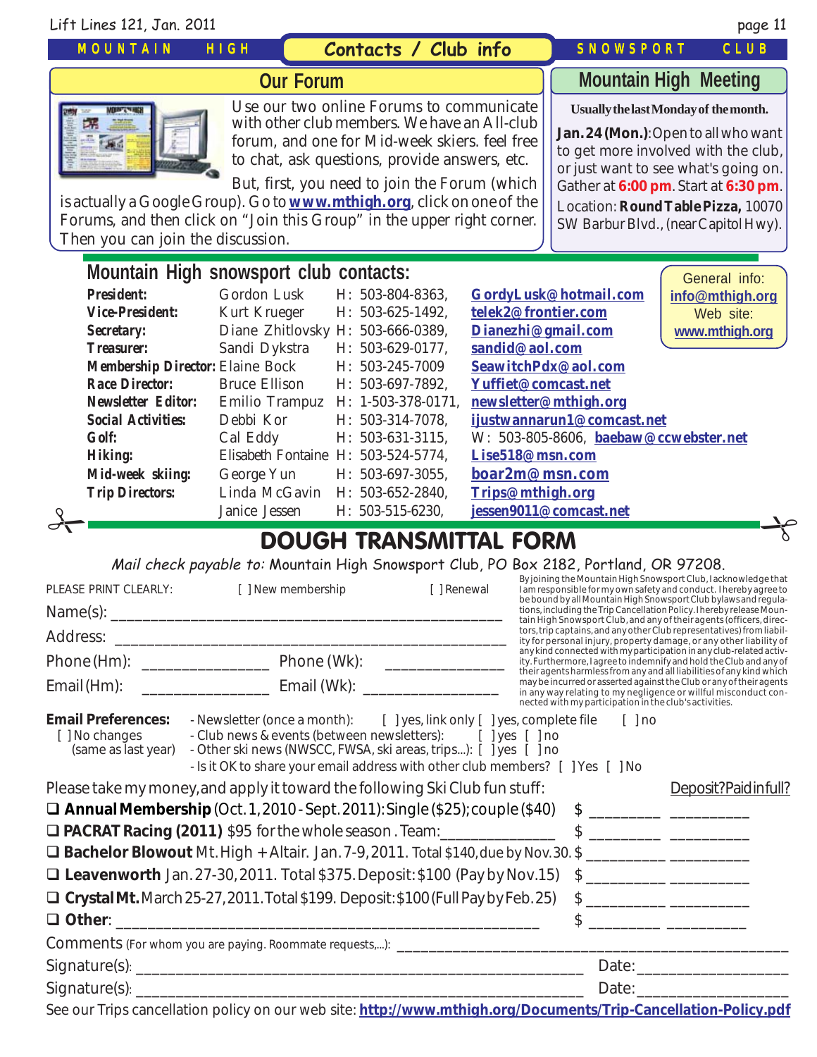## Contacts / Club info

### Our Forum

Use our two online Forums to communicate with other club members. We have an All-club forum, and one for Mid-week skiers. feel free to chat, ask questions, provide answers, etc.

But, first, you need to join the Forum (which is actually a Google Group). Go to **www.mthigh.org**, click on one of the Forums, and then click on "Join this Group" in the upper right corner. Then you can join the discussion.

### Mountain High Meeting

**Usually the last Monday of the month.**

**Jan. 24 (Mon.)**: Open to all who want to get more involved with the club, or just want to see what's going on. Gather at **6:00 pm**. Start at **6:30 pm**. Location: **Round Table Pizza,** 10070 SW Barbur Blvd., (near Capitol Hwy).

### Mountain High snowsport club contacts:

General info: **info@mthigh.org**
Web site: **www.mthigh.org**

| Position | Name | Phone | Email |
|---|---|---|---|
| **President:** | Gordon Lusk | H: 503-804-8363, | GordyLusk@hotmail.com |
| **Vice-President:** | Kurt Krueger | H: 503-625-1492, | telek2@frontier.com |
| **Secretary:** | Diane Zhitlovsky | H: 503-666-0389, | Dianezhi@gmail.com |
| **Treasurer:** | Sandi Dykstra | H: 503-629-0177, | sandid@aol.com |
| **Membership Director:** | Elaine Bock | H: 503-245-7009 | SeawitchPdx@aol.com |
| **Race Director:** | Bruce Ellison | H: 503-697-7892, | Yuffiet@comcast.net |
| **Newsletter Editor:** | Emilio Trampuz | H: 1-503-378-0171, | newsletter@mthigh.org |
| **Social Activities:** | Debbi Kor | H: 503-314-7078, | ijustwannarun1@comcast.net |
| **Golf:** | Cal Eddy | H: 503-631-3115, | W: 503-805-8606, baebaw@ccwebster.net |
| **Hiking:** | Elisabeth Fontaine | H: 503-524-5774, | Lise518@msn.com |
| **Mid-week skiing:** | George Yun | H: 503-697-3055, | boar2m@msn.com |
| **Trip Directors:** | Linda McGavin | H: 503-652-2840, | Trips@mthigh.org |
| | Janice Jessen | H: 503-515-6230, | jessen9011@comcast.net |

## DOUGH TRANSMITTAL FORM

*Mail check payable to:* Mountain High Snowsport Club, PO Box 2182, Portland, OR 97208.

PLEASE PRINT CLEARLY: [ ] New membership [ ] Renewal

Name(s): ______________________________________________

Address: ______________________________________________

Phone (Hm): ________________ Phone (Wk): ________________

Email (Hm): ________________ Email (Wk): ________________

By joining the Mountain High Snowsport Club, I acknowledge that I am responsible for my own safety and conduct. I hereby agree to be bound by all Mountain High Snowsport Club bylaws and regulations, including the Trip Cancellation Policy. I hereby release Mountain High Snowsport Club, and any of their agents (officers, directors, trip captains, and any other Club representatives) from liability for personal injury, property damage, or any other liability of any kind connected with my participation in any club-related activity. Furthermore, I agree to indemnify and hold the Club and any of their agents harmless from any and all liabilities of any kind which may be incurred or asserted against the Club or any of their agents in any way relating to my negligence or willful misconduct connected with my participation in the club's activities.

**Email Preferences:** [ ] No changes (same as last year)
- Newsletter (once a month): [ ] yes, link only [ ] yes, complete file [ ] no
- Club news & events (between newsletters): [ ] yes [ ] no
- Other ski news (NWSCC, FWSA, ski areas, trips...): [ ] yes [ ] no
- Is it OK to share your email address with other club members? [ ] Yes [ ] No

Please take my money, and apply it toward the following Ski Club fun stuff: Deposit? Paid in full?

- ❑ **Annual Membership** (Oct. 1, 2010 - Sept. 2011): Single ($25); couple ($40) $ _________ _________
- ❑ **PACRAT Racing (2011)** $95 for the whole season . Team:______________ $ _________ _________
- ❑ **Bachelor Blowout** Mt. High + Altair. Jan. 7-9, 2011. Total $140, due by Nov. 30. $ _________ _________
- ❑ **Leavenworth** Jan. 27-30, 2011. Total $375. Deposit: $100 (Pay by Nov. 15) $ _________ _________
- ❑ **Crystal Mt.** March 25-27, 2011. Total $199. Deposit: $100 (Full Pay by Feb. 25) $ _________ _________
- ❑ **Other**: ______________________________________ $ _________ _________

Comments (For whom you are paying. Roommate requests,...): ______________________________

Signature(s): ______________________________________ Date: ________________

Signature(s): ______________________________________ Date: ________________

See our Trips cancellation policy on our web site: **http://www.mthigh.org/Documents/Trip-Cancellation-Policy.pdf**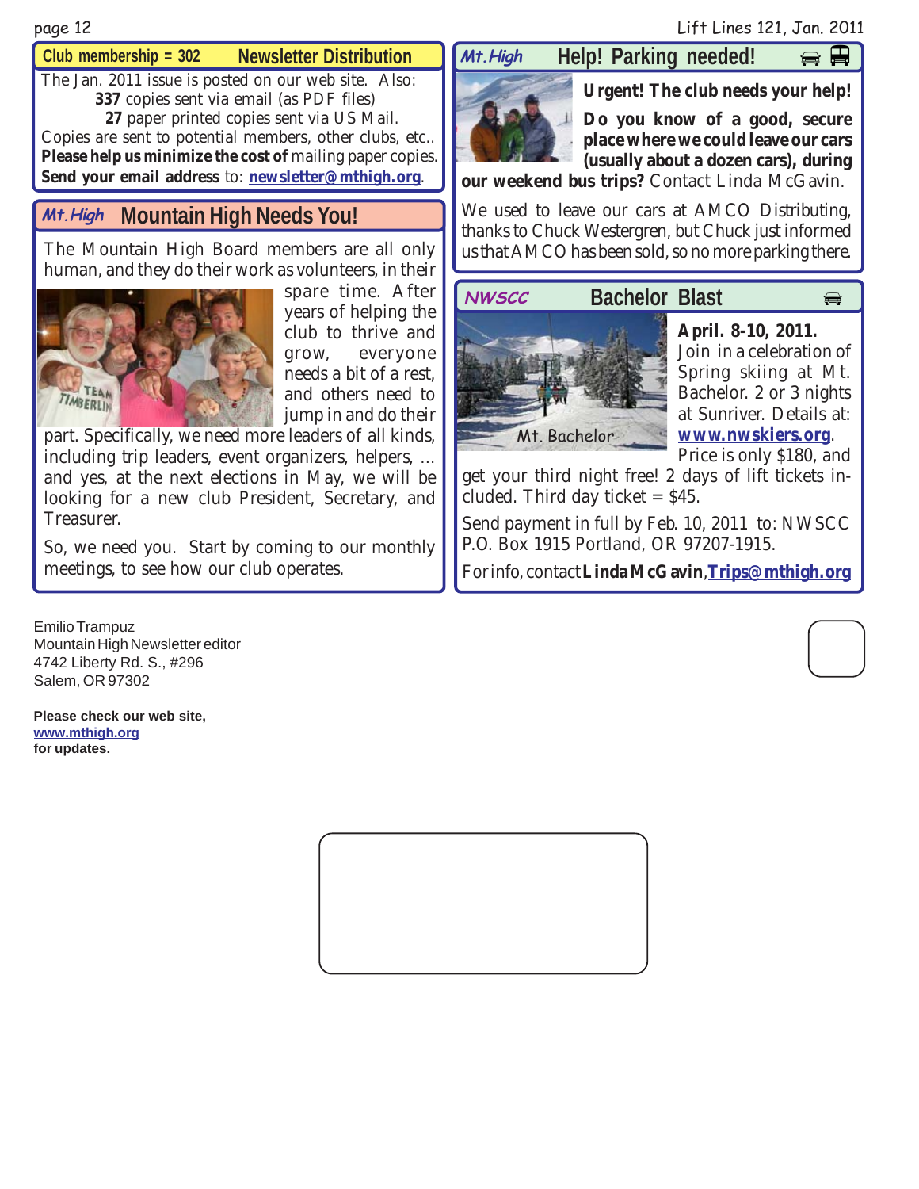## Club membership = 302 — Newsletter Distribution

The Jan. 2011 issue is posted on our web site. Also:
**337** copies sent via email (as PDF files)
**27** paper printed copies sent via US Mail.
Copies are sent to potential members, other clubs, etc..
**Please help us minimize the cost of** mailing paper copies.
**Send your email address** to: **newsletter@mthigh.org**.

## *Mt.High* Mountain High Needs You!

The Mountain High Board members are all only human, and they do their work as volunteers, in their spare time. After years of helping the club to thrive and grow, everyone needs a bit of a rest, and others need to jump in and do their part. Specifically, we need more leaders of all kinds, including trip leaders, event organizers, helpers, ... and yes, at the next elections in May, we will be looking for a new club President, Secretary, and Treasurer.

So, we need you. Start by coming to our monthly meetings, to see how our club operates.

## *Mt.High* Help! Parking needed!

**Urgent! The club needs your help!**

**Do you know of a good, secure place where we could leave our cars (usually about a dozen cars), during our weekend bus trips?** Contact Linda McGavin.

We used to leave our cars at AMCO Distributing, thanks to Chuck Westergren, but Chuck just informed us that AMCO has been sold, so no more parking there.

## *NWSCC* Bachelor Blast

Mt. Bachelor

**April. 8-10, 2011.**
Join in a celebration of Spring skiing at Mt. Bachelor. 2 or 3 nights at Sunriver. Details at: **www.nwskiers.org**.
Price is only $180, and get your third night free! 2 days of lift tickets included. Third day ticket = $45.

Send payment in full by Feb. 10, 2011 to: NWSCC P.O. Box 1915 Portland, OR 97207-1915.

For info, contact **Linda McGavin**, **Trips@mthigh.org**

Emilio Trampuz
Mountain High Newsletter editor
4742 Liberty Rd. S., #296
Salem, OR 97302

**Please check our web site,**
**www.mthigh.org**
**for updates.**